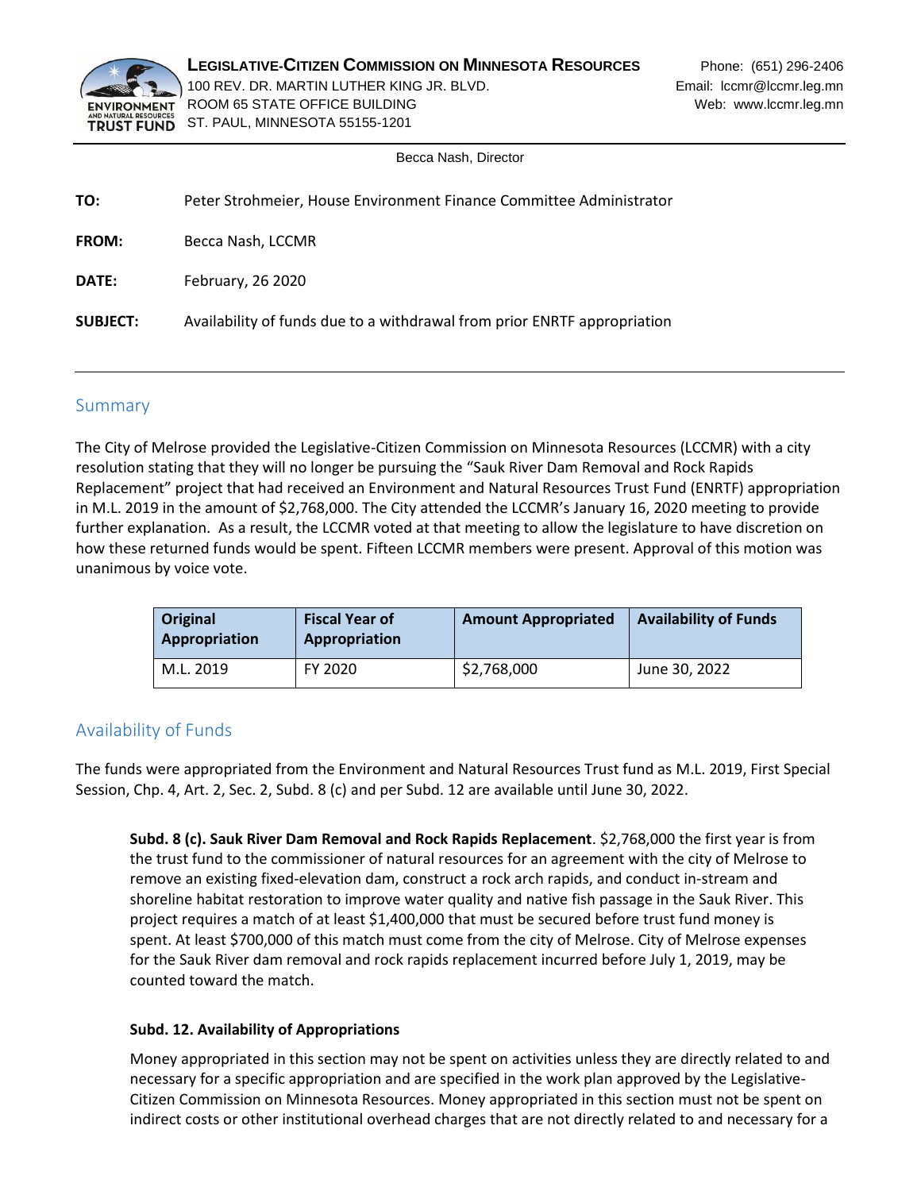**Legislative-Citizen Commission on Minnesota Resources**
100 REV. DR. MARTIN LUTHER KING JR. BLVD.
ROOM 65 STATE OFFICE BUILDING
ST. PAUL, MINNESOTA 55155-1201

Phone: (651) 296-2406
Email: lccmr@lccmr.leg.mn
Web: www.lccmr.leg.mn

Becca Nash, Director

**TO:** Peter Strohmeier, House Environment Finance Committee Administrator

**FROM:** Becca Nash, LCCMR

**DATE:** February, 26 2020

**SUBJECT:** Availability of funds due to a withdrawal from prior ENRTF appropriation

## Summary

The City of Melrose provided the Legislative-Citizen Commission on Minnesota Resources (LCCMR) with a city resolution stating that they will no longer be pursuing the "Sauk River Dam Removal and Rock Rapids Replacement" project that had received an Environment and Natural Resources Trust Fund (ENRTF) appropriation in M.L. 2019 in the amount of $2,768,000. The City attended the LCCMR's January 16, 2020 meeting to provide further explanation. As a result, the LCCMR voted at that meeting to allow the legislature to have discretion on how these returned funds would be spent. Fifteen LCCMR members were present. Approval of this motion was unanimous by voice vote.

| Original Appropriation | Fiscal Year of Appropriation | Amount Appropriated | Availability of Funds |
|---|---|---|---|
| M.L. 2019 | FY 2020 | $2,768,000 | June 30, 2022 |

## Availability of Funds

The funds were appropriated from the Environment and Natural Resources Trust fund as M.L. 2019, First Special Session, Chp. 4, Art. 2, Sec. 2, Subd. 8 (c) and per Subd. 12 are available until June 30, 2022.

> **Subd. 8 (c). Sauk River Dam Removal and Rock Rapids Replacement**. $2,768,000 the first year is from the trust fund to the commissioner of natural resources for an agreement with the city of Melrose to remove an existing fixed-elevation dam, construct a rock arch rapids, and conduct in-stream and shoreline habitat restoration to improve water quality and native fish passage in the Sauk River. This project requires a match of at least $1,400,000 that must be secured before trust fund money is spent. At least $700,000 of this match must come from the city of Melrose. City of Melrose expenses for the Sauk River dam removal and rock rapids replacement incurred before July 1, 2019, may be counted toward the match.
>
> **Subd. 12. Availability of Appropriations**
>
> Money appropriated in this section may not be spent on activities unless they are directly related to and necessary for a specific appropriation and are specified in the work plan approved by the Legislative-Citizen Commission on Minnesota Resources. Money appropriated in this section must not be spent on indirect costs or other institutional overhead charges that are not directly related to and necessary for a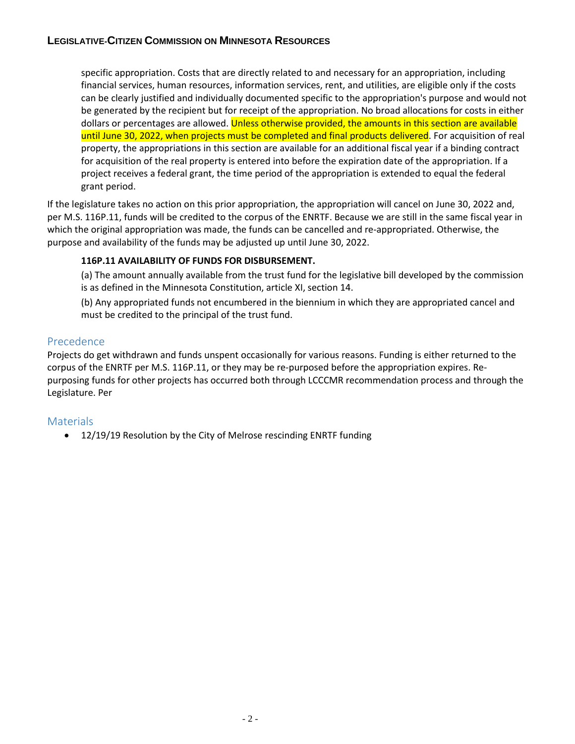specific appropriation. Costs that are directly related to and necessary for an appropriation, including financial services, human resources, information services, rent, and utilities, are eligible only if the costs can be clearly justified and individually documented specific to the appropriation's purpose and would not be generated by the recipient but for receipt of the appropriation. No broad allocations for costs in either dollars or percentages are allowed. Unless otherwise provided, the amounts in this section are available until June 30, 2022, when projects must be completed and final products delivered. For acquisition of real property, the appropriations in this section are available for an additional fiscal year if a binding contract for acquisition of the real property is entered into before the expiration date of the appropriation. If a project receives a federal grant, the time period of the appropriation is extended to equal the federal grant period.

If the legislature takes no action on this prior appropriation, the appropriation will cancel on June 30, 2022 and, per M.S. 116P.11, funds will be credited to the corpus of the ENRTF. Because we are still in the same fiscal year in which the original appropriation was made, the funds can be cancelled and re-appropriated. Otherwise, the purpose and availability of the funds may be adjusted up until June 30, 2022.

> **116P.11 AVAILABILITY OF FUNDS FOR DISBURSEMENT.**
>
> (a) The amount annually available from the trust fund for the legislative bill developed by the commission is as defined in the Minnesota Constitution, article XI, section 14.
>
> (b) Any appropriated funds not encumbered in the biennium in which they are appropriated cancel and must be credited to the principal of the trust fund.

## Precedence

Projects do get withdrawn and funds unspent occasionally for various reasons. Funding is either returned to the corpus of the ENRTF per M.S. 116P.11, or they may be re-purposed before the appropriation expires. Re-purposing funds for other projects has occurred both through LCCCMR recommendation process and through the Legislature. Per

## Materials

- 12/19/19 Resolution by the City of Melrose rescinding ENRTF funding